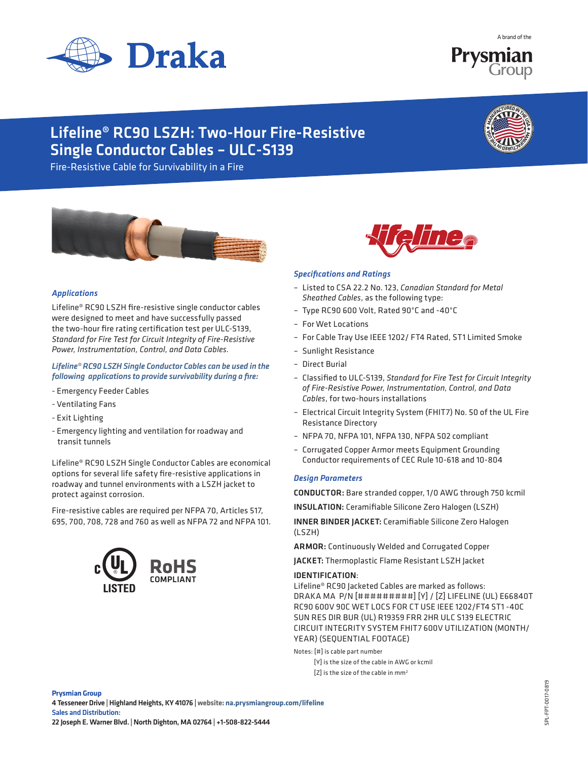A brand of the Prysmian Group

# Lifeline® RC90 LSZH: Two-Hour Fire-Resistive Single Conductor Cables – ULC-S139

Fire-Resistive Cable for Survivability in a Fire

### *Applications*

Lifeline® RC90 LSZH fire-resistive single conductor cables were designed to meet and have successfully passed the two-hour fire rating certification test per ULC-S139, *Standard for Fire Test for Circuit Integrity of Fire-Resistive Power, Instrumentation, Control, and Data Cables*.

*Lifeline® RC90 LSZH Single Conductor Cables can be used in the following applications to provide survivability during a fire:*

- Emergency Feeder Cables
- Ventilating Fans
- Exit Lighting
- Emergency lighting and ventilation for roadway and transit tunnels

Lifeline® RC90 LSZH Single Conductor Cables are economical options for several life safety fire-resistive applications in roadway and tunnel environments with a LSZH jacket to protect against corrosion.

Fire-resistive cables are required per NFPA 70, Articles 517, 695, 700, 708, 728 and 760 as well as NFPA 72 and NFPA 101.

c UL LISTED

RoHS COMPLIANT

### *Specifications and Ratings*

- Listed to CSA 22.2 No. 123, *Canadian Standard for Metal Sheathed Cables*, as the following type:
- Type RC90 600 Volt, Rated 90°C and -40°C
- For Wet Locations
- For Cable Tray Use IEEE 1202/ FT4 Rated, ST1 Limited Smoke
- Sunlight Resistance
- Direct Burial
- Classified to ULC-S139, *Standard for Fire Test for Circuit Integrity of Fire-Resistive Power, Instrumentation, Control, and Data Cables*, for two-hours installations
- Electrical Circuit Integrity System (FHIT7) No. 50 of the UL Fire Resistance Directory
- NFPA 70, NFPA 101, NFPA 130, NFPA 502 compliant
- Corrugated Copper Armor meets Equipment Grounding Conductor requirements of CEC Rule 10-618 and 10-804

### *Design Parameters*

**CONDUCTOR:** Bare stranded copper, 1/0 AWG through 750 kcmil

**INSULATION:** Ceramifiable Silicone Zero Halogen (LSZH)

**INNER BINDER JACKET:** Ceramifiable Silicone Zero Halogen (LSZH)

**ARMOR:** Continuously Welded and Corrugated Copper

**JACKET:** Thermoplastic Flame Resistant LSZH Jacket

**IDENTIFICATION:**
Lifeline® RC90 Jacketed Cables are marked as follows:
DRAKA MA P/N [#########] [Y] / [Z] LIFELINE (UL) E66840T RC90 600V 90C WET LOCS FOR CT USE IEEE 1202/FT4 ST1 -40C SUN RES DIR BUR (UL) R19359 FRR 2HR ULC S139 ELECTRIC CIRCUIT INTEGRITY SYSTEM FHIT7 600V UTILIZATION (MONTH/ YEAR) (SEQUENTIAL FOOTAGE)

Notes: [#] is cable part number
[Y] is the size of the cable in AWG or kcmil
[Z] is the size of the cable in mm²

**Prysmian Group**
4 Tesseneer Drive | Highland Heights, KY 41076 | website: na.prysmiangroup.com/lifeline
**Sales and Distribution:**
22 Joseph E. Warner Blvd. | North Dighton, MA 02764 | +1-508-822-5444

SPL-FPT-0017-0819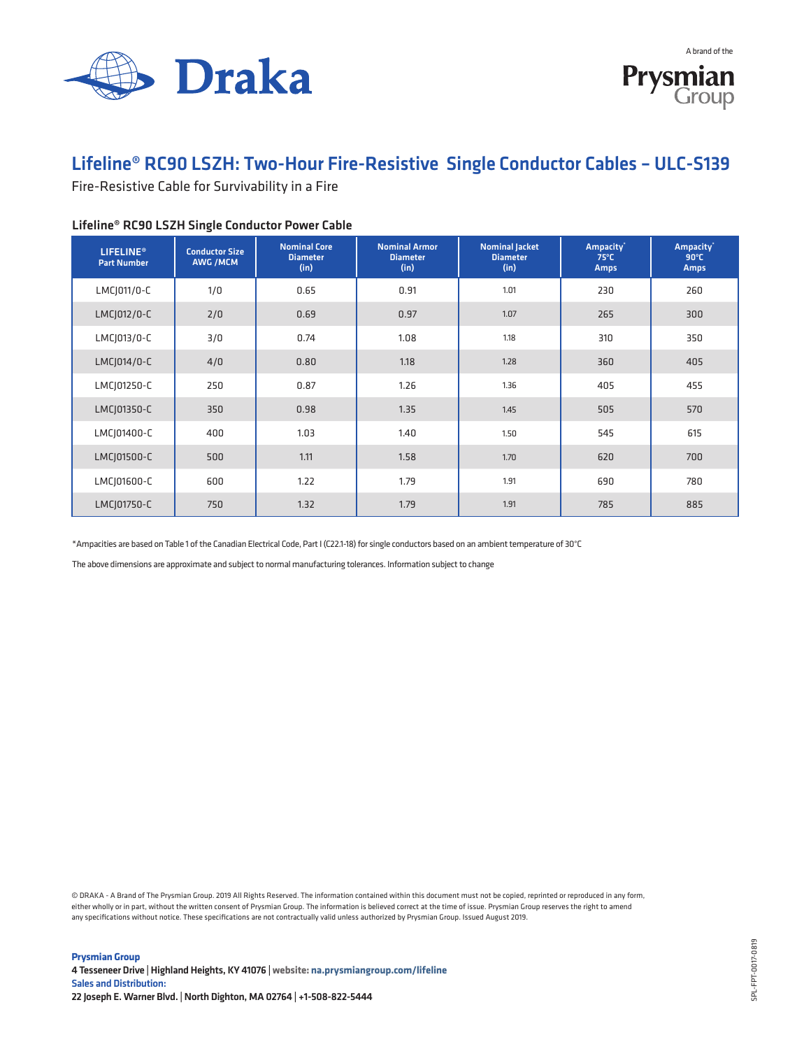A brand of the Prysmian Group

# Lifeline® RC90 LSZH: Two-Hour Fire-Resistive Single Conductor Cables – ULC-S139

Fire-Resistive Cable for Survivability in a Fire

### Lifeline® RC90 LSZH Single Conductor Power Cable

| LIFELINE® Part Number | Conductor Size AWG /MCM | Nominal Core Diameter (in) | Nominal Armor Diameter (in) | Nominal Jacket Diameter (in) | Ampacity* 75°C Amps | Ampacity* 90°C Amps |
|---|---|---|---|---|---|---|
| LMCJ011/0-C | 1/0 | 0.65 | 0.91 | 1.01 | 230 | 260 |
| LMCJ012/0-C | 2/0 | 0.69 | 0.97 | 1.07 | 265 | 300 |
| LMCJ013/0-C | 3/0 | 0.74 | 1.08 | 1.18 | 310 | 350 |
| LMCJ014/0-C | 4/0 | 0.80 | 1.18 | 1.28 | 360 | 405 |
| LMCJ01250-C | 250 | 0.87 | 1.26 | 1.36 | 405 | 455 |
| LMCJ01350-C | 350 | 0.98 | 1.35 | 1.45 | 505 | 570 |
| LMCJ01400-C | 400 | 1.03 | 1.40 | 1.50 | 545 | 615 |
| LMCJ01500-C | 500 | 1.11 | 1.58 | 1.70 | 620 | 700 |
| LMCJ01600-C | 600 | 1.22 | 1.79 | 1.91 | 690 | 780 |
| LMCJ01750-C | 750 | 1.32 | 1.79 | 1.91 | 785 | 885 |

*Ampacities are based on Table 1 of the Canadian Electrical Code, Part I (C22.1-18) for single conductors based on an ambient temperature of 30°C

The above dimensions are approximate and subject to normal manufacturing tolerances. Information subject to change

© DRAKA - A Brand of The Prysmian Group. 2019 All Rights Reserved. The information contained within this document must not be copied, reprinted or reproduced in any form, either wholly or in part, without the written consent of Prysmian Group. The information is believed correct at the time of issue. Prysmian Group reserves the right to amend any specifications without notice. These specifications are not contractually valid unless authorized by Prysmian Group. Issued August 2019.

**Prysmian Group**
**4 Tesseneer Drive | Highland Heights, KY 41076 | website: na.prysmiangroup.com/lifeline**
**Sales and Distribution:**
**22 Joseph E. Warner Blvd. | North Dighton, MA 02764 | +1-508-822-5444**

SPL-FPT-0017-0819